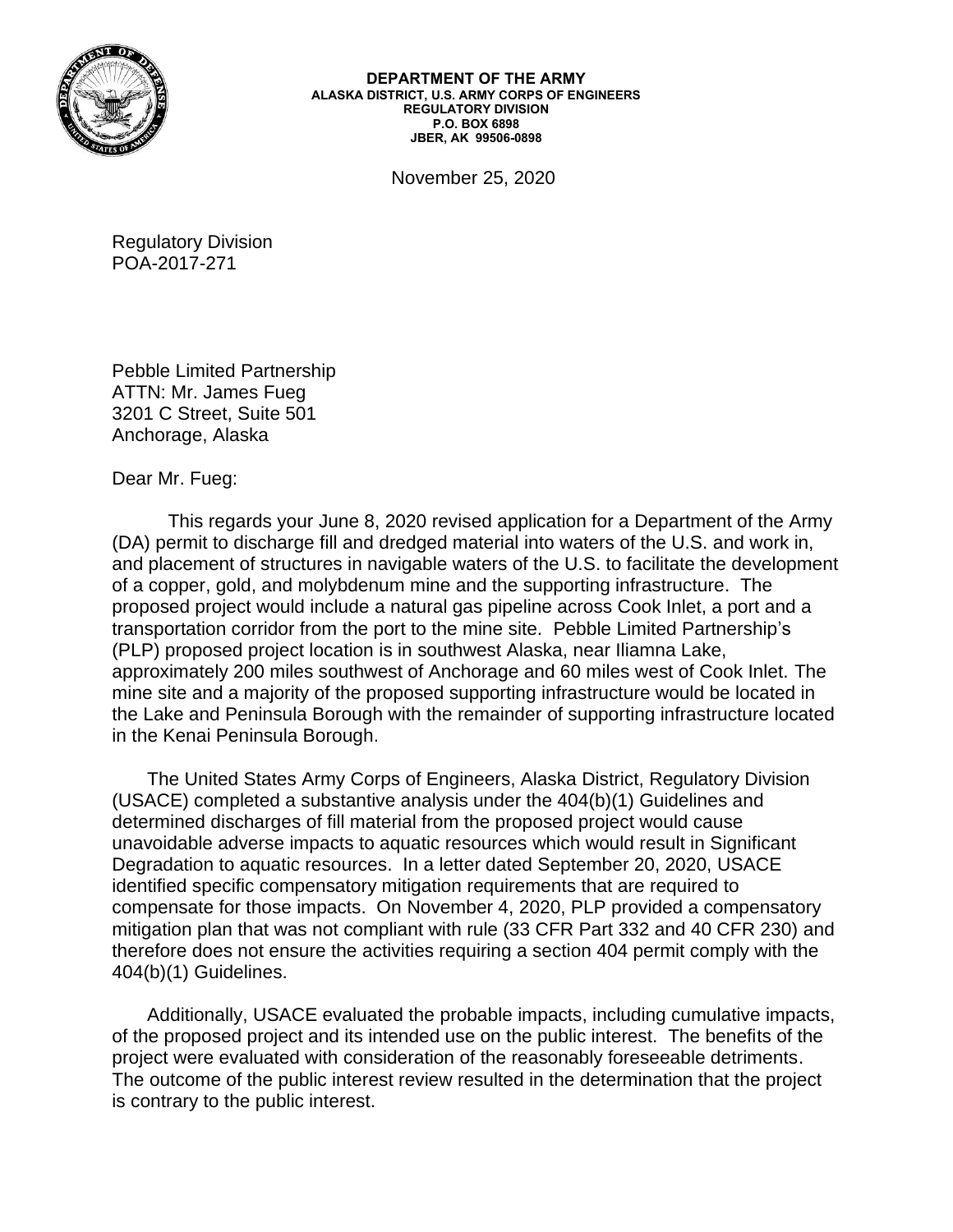**DEPARTMENT OF THE ARMY**
**ALASKA DISTRICT, U.S. ARMY CORPS OF ENGINEERS**
**REGULATORY DIVISION**
**P.O. BOX 6898**
**JBER, AK 99506-0898**

November 25, 2020

Regulatory Division
POA-2017-271

Pebble Limited Partnership
ATTN: Mr. James Fueg
3201 C Street, Suite 501
Anchorage, Alaska

Dear Mr. Fueg:

This regards your June 8, 2020 revised application for a Department of the Army (DA) permit to discharge fill and dredged material into waters of the U.S. and work in, and placement of structures in navigable waters of the U.S. to facilitate the development of a copper, gold, and molybdenum mine and the supporting infrastructure. The proposed project would include a natural gas pipeline across Cook Inlet, a port and a transportation corridor from the port to the mine site. Pebble Limited Partnership's (PLP) proposed project location is in southwest Alaska, near Iliamna Lake, approximately 200 miles southwest of Anchorage and 60 miles west of Cook Inlet. The mine site and a majority of the proposed supporting infrastructure would be located in the Lake and Peninsula Borough with the remainder of supporting infrastructure located in the Kenai Peninsula Borough.

The United States Army Corps of Engineers, Alaska District, Regulatory Division (USACE) completed a substantive analysis under the 404(b)(1) Guidelines and determined discharges of fill material from the proposed project would cause unavoidable adverse impacts to aquatic resources which would result in Significant Degradation to aquatic resources. In a letter dated September 20, 2020, USACE identified specific compensatory mitigation requirements that are required to compensate for those impacts. On November 4, 2020, PLP provided a compensatory mitigation plan that was not compliant with rule (33 CFR Part 332 and 40 CFR 230) and therefore does not ensure the activities requiring a section 404 permit comply with the 404(b)(1) Guidelines.

Additionally, USACE evaluated the probable impacts, including cumulative impacts, of the proposed project and its intended use on the public interest. The benefits of the project were evaluated with consideration of the reasonably foreseeable detriments. The outcome of the public interest review resulted in the determination that the project is contrary to the public interest.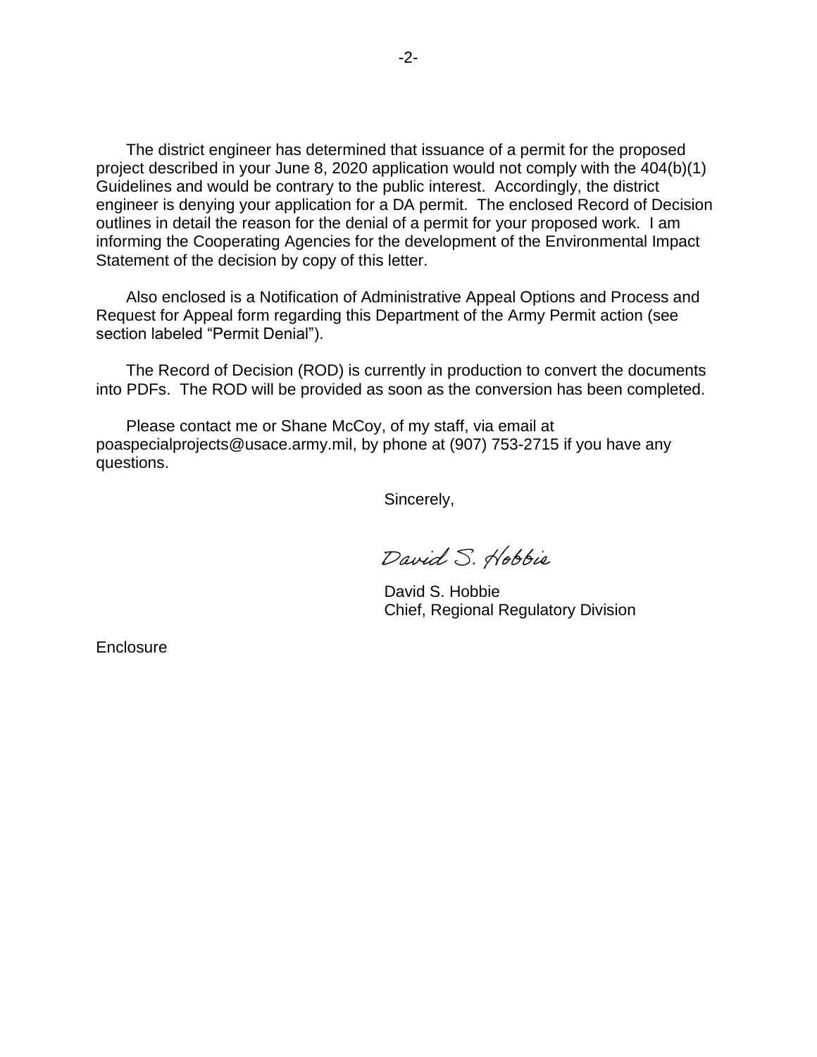The district engineer has determined that issuance of a permit for the proposed project described in your June 8, 2020 application would not comply with the 404(b)(1) Guidelines and would be contrary to the public interest. Accordingly, the district engineer is denying your application for a DA permit. The enclosed Record of Decision outlines in detail the reason for the denial of a permit for your proposed work. I am informing the Cooperating Agencies for the development of the Environmental Impact Statement of the decision by copy of this letter.

Also enclosed is a Notification of Administrative Appeal Options and Process and Request for Appeal form regarding this Department of the Army Permit action (see section labeled "Permit Denial").

The Record of Decision (ROD) is currently in production to convert the documents into PDFs. The ROD will be provided as soon as the conversion has been completed.

Please contact me or Shane McCoy, of my staff, via email at poaspecialprojects@usace.army.mil, by phone at (907) 753-2715 if you have any questions.

Sincerely,

David S. Hobbie

David S. Hobbie
Chief, Regional Regulatory Division

Enclosure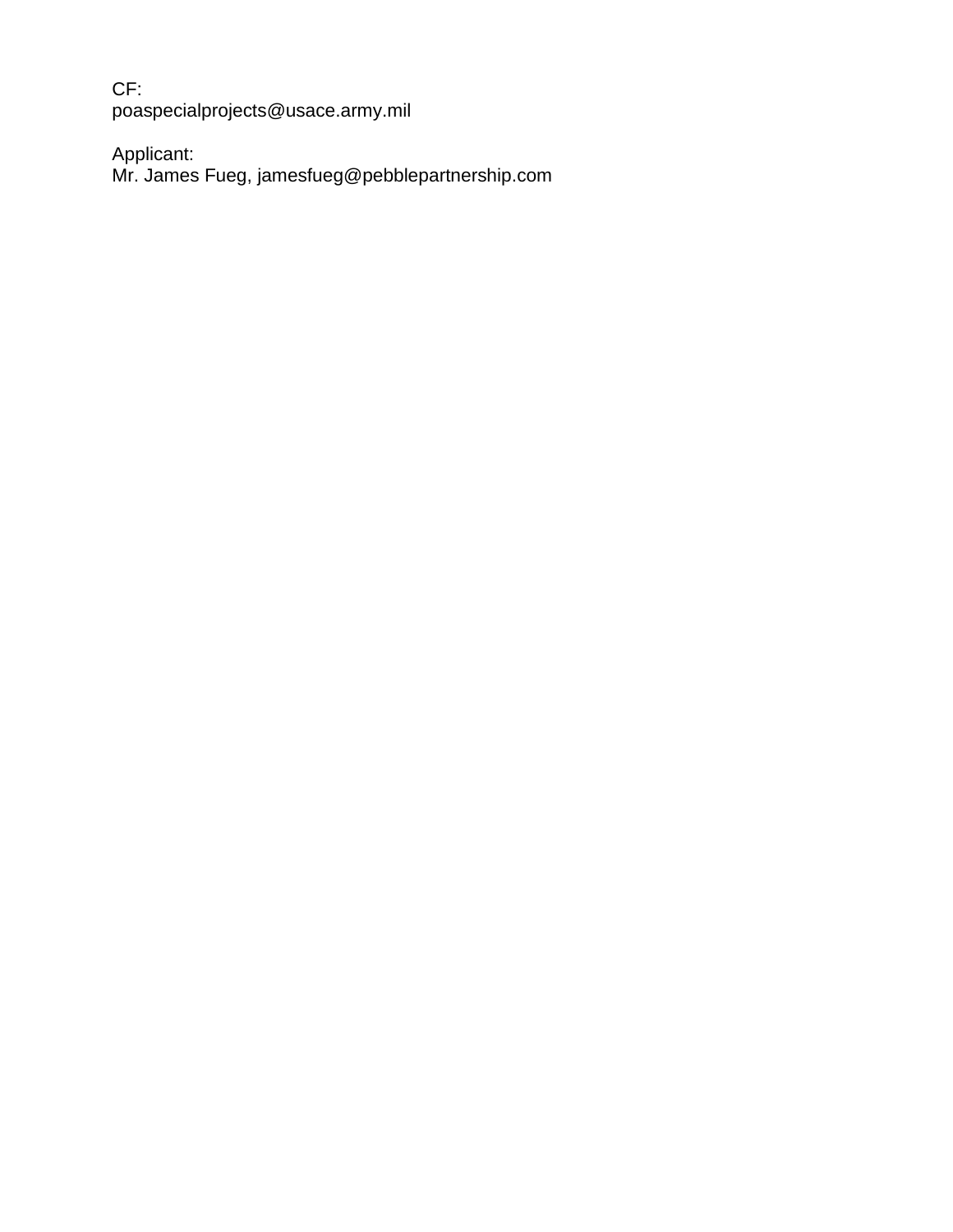CF:
poaspecialprojects@usace.army.mil

Applicant:
Mr. James Fueg, jamesfueg@pebblepartnership.com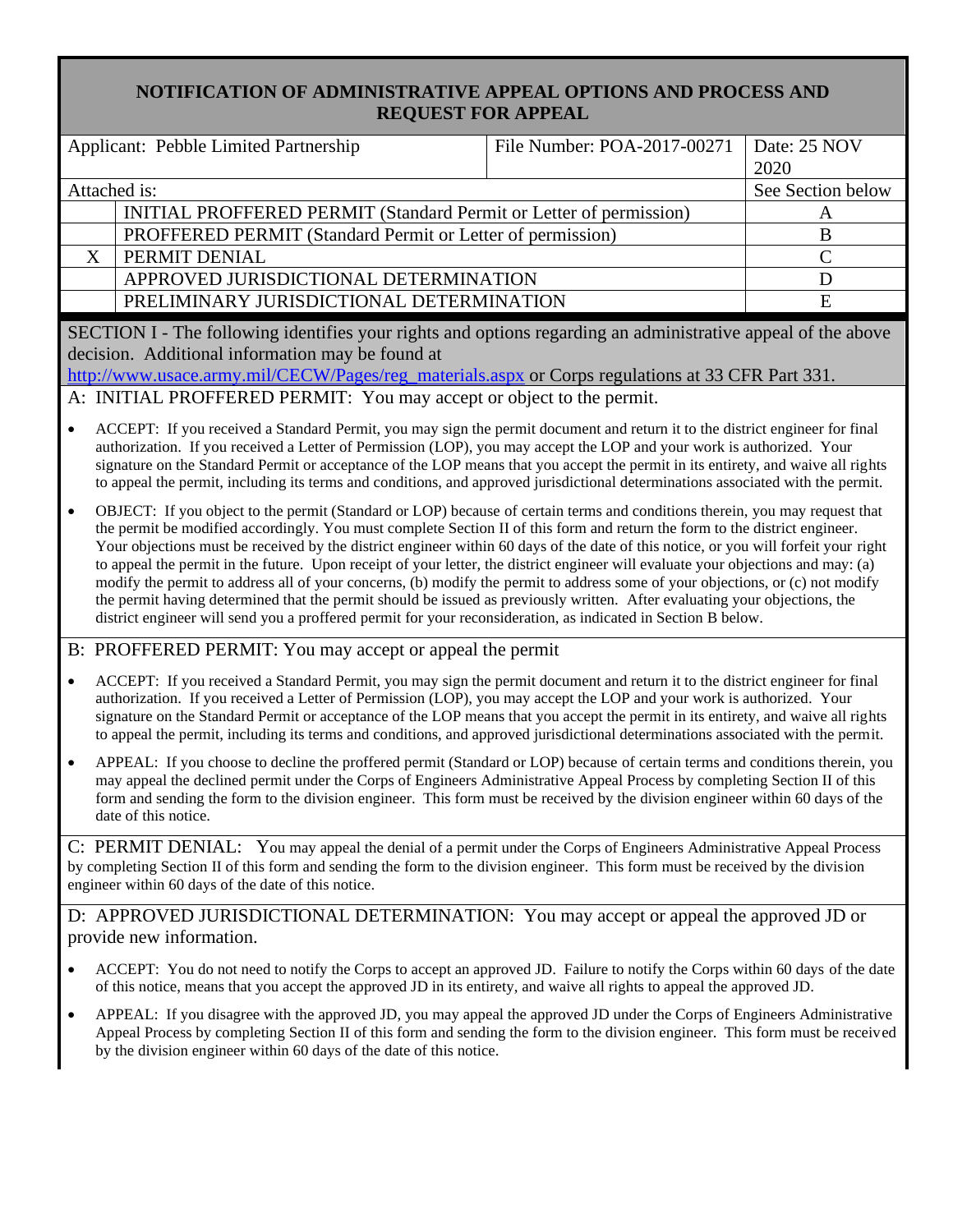## NOTIFICATION OF ADMINISTRATIVE APPEAL OPTIONS AND PROCESS AND REQUEST FOR APPEAL

| Applicant: Pebble Limited Partnership | | File Number: POA-2017-00271 | Date: 25 NOV 2020 |
|---|---|---|---|
| Attached is: | | | See Section below |
| | INITIAL PROFFERED PERMIT (Standard Permit or Letter of permission) | | A |
| | PROFFERED PERMIT (Standard Permit or Letter of permission) | | B |
| X | PERMIT DENIAL | | C |
| | APPROVED JURISDICTIONAL DETERMINATION | | D |
| | PRELIMINARY JURISDICTIONAL DETERMINATION | | E |

SECTION I - The following identifies your rights and options regarding an administrative appeal of the above decision. Additional information may be found at http://www.usace.army.mil/CECW/Pages/reg_materials.aspx or Corps regulations at 33 CFR Part 331.

A: INITIAL PROFFERED PERMIT: You may accept or object to the permit.

- ACCEPT: If you received a Standard Permit, you may sign the permit document and return it to the district engineer for final authorization. If you received a Letter of Permission (LOP), you may accept the LOP and your work is authorized. Your signature on the Standard Permit or acceptance of the LOP means that you accept the permit in its entirety, and waive all rights to appeal the permit, including its terms and conditions, and approved jurisdictional determinations associated with the permit.
- OBJECT: If you object to the permit (Standard or LOP) because of certain terms and conditions therein, you may request that the permit be modified accordingly. You must complete Section II of this form and return the form to the district engineer. Your objections must be received by the district engineer within 60 days of the date of this notice, or you will forfeit your right to appeal the permit in the future. Upon receipt of your letter, the district engineer will evaluate your objections and may: (a) modify the permit to address all of your concerns, (b) modify the permit to address some of your objections, or (c) not modify the permit having determined that the permit should be issued as previously written. After evaluating your objections, the district engineer will send you a proffered permit for your reconsideration, as indicated in Section B below.

B: PROFFERED PERMIT: You may accept or appeal the permit

- ACCEPT: If you received a Standard Permit, you may sign the permit document and return it to the district engineer for final authorization. If you received a Letter of Permission (LOP), you may accept the LOP and your work is authorized. Your signature on the Standard Permit or acceptance of the LOP means that you accept the permit in its entirety, and waive all rights to appeal the permit, including its terms and conditions, and approved jurisdictional determinations associated with the permit.
- APPEAL: If you choose to decline the proffered permit (Standard or LOP) because of certain terms and conditions therein, you may appeal the declined permit under the Corps of Engineers Administrative Appeal Process by completing Section II of this form and sending the form to the division engineer. This form must be received by the division engineer within 60 days of the date of this notice.

C: PERMIT DENIAL: You may appeal the denial of a permit under the Corps of Engineers Administrative Appeal Process by completing Section II of this form and sending the form to the division engineer. This form must be received by the division engineer within 60 days of the date of this notice.

D: APPROVED JURISDICTIONAL DETERMINATION: You may accept or appeal the approved JD or provide new information.

- ACCEPT: You do not need to notify the Corps to accept an approved JD. Failure to notify the Corps within 60 days of the date of this notice, means that you accept the approved JD in its entirety, and waive all rights to appeal the approved JD.
- APPEAL: If you disagree with the approved JD, you may appeal the approved JD under the Corps of Engineers Administrative Appeal Process by completing Section II of this form and sending the form to the division engineer. This form must be received by the division engineer within 60 days of the date of this notice.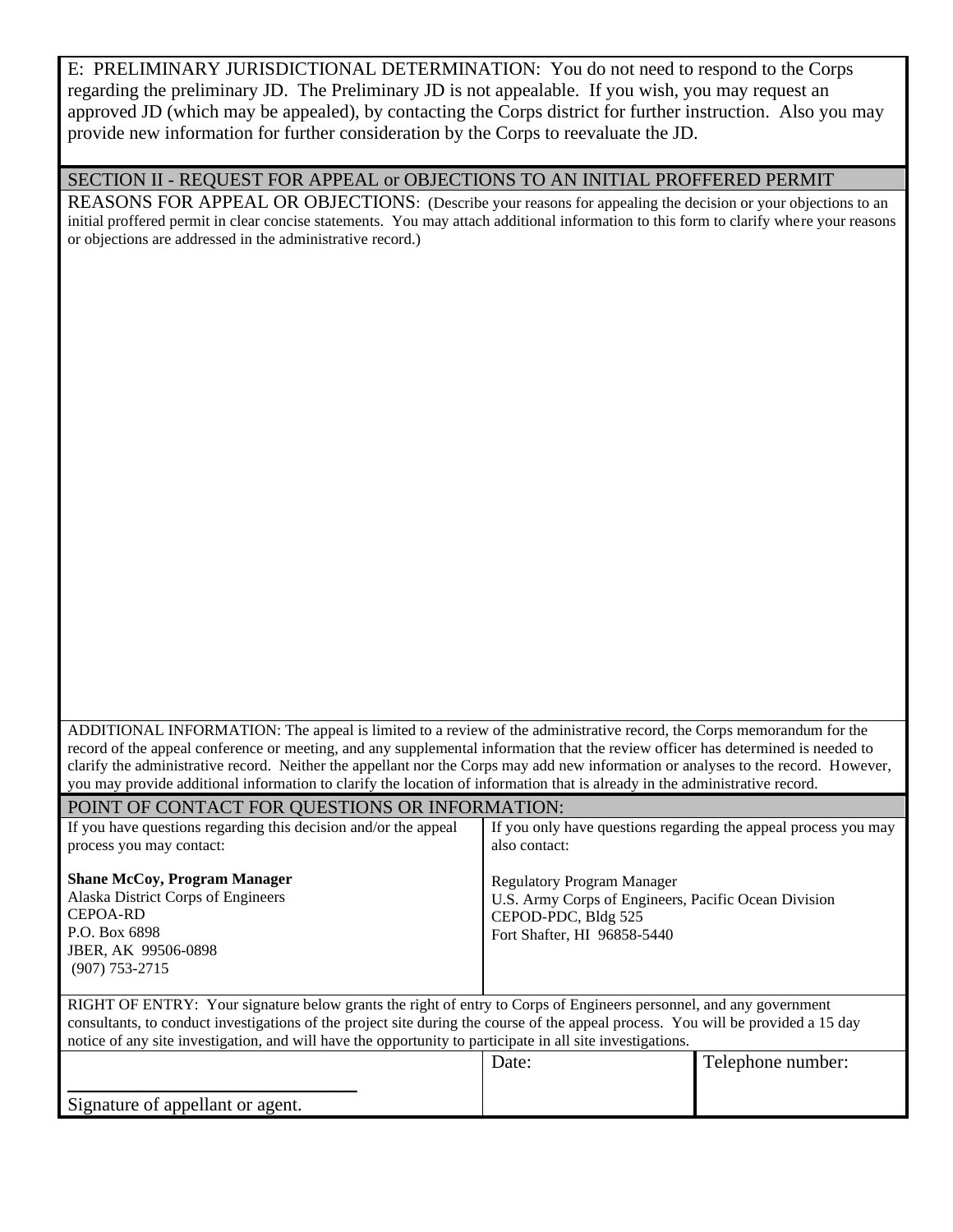E: PRELIMINARY JURISDICTIONAL DETERMINATION: You do not need to respond to the Corps regarding the preliminary JD. The Preliminary JD is not appealable. If you wish, you may request an approved JD (which may be appealed), by contacting the Corps district for further instruction. Also you may provide new information for further consideration by the Corps to reevaluate the JD.

## SECTION II - REQUEST FOR APPEAL or OBJECTIONS TO AN INITIAL PROFFERED PERMIT

REASONS FOR APPEAL OR OBJECTIONS: (Describe your reasons for appealing the decision or your objections to an initial proffered permit in clear concise statements. You may attach additional information to this form to clarify where your reasons or objections are addressed in the administrative record.)

ADDITIONAL INFORMATION: The appeal is limited to a review of the administrative record, the Corps memorandum for the record of the appeal conference or meeting, and any supplemental information that the review officer has determined is needed to clarify the administrative record. Neither the appellant nor the Corps may add new information or analyses to the record. However, you may provide additional information to clarify the location of information that is already in the administrative record.

## POINT OF CONTACT FOR QUESTIONS OR INFORMATION:

| | |
|---|---|
| If you have questions regarding this decision and/or the appeal process you may contact:<br><br>**Shane McCoy, Program Manager**<br>Alaska District Corps of Engineers<br>CEPOA-RD<br>P.O. Box 6898<br>JBER, AK 99506-0898<br>(907) 753-2715 | If you only have questions regarding the appeal process you may also contact:<br><br>Regulatory Program Manager<br>U.S. Army Corps of Engineers, Pacific Ocean Division<br>CEPOD-PDC, Bldg 525<br>Fort Shafter, HI 96858-5440 |

RIGHT OF ENTRY: Your signature below grants the right of entry to Corps of Engineers personnel, and any government consultants, to conduct investigations of the project site during the course of the appeal process. You will be provided a 15 day notice of any site investigation, and will have the opportunity to participate in all site investigations.

| | | |
|---|---|---|
| _______________________________<br>Signature of appellant or agent. | Date: | Telephone number: |